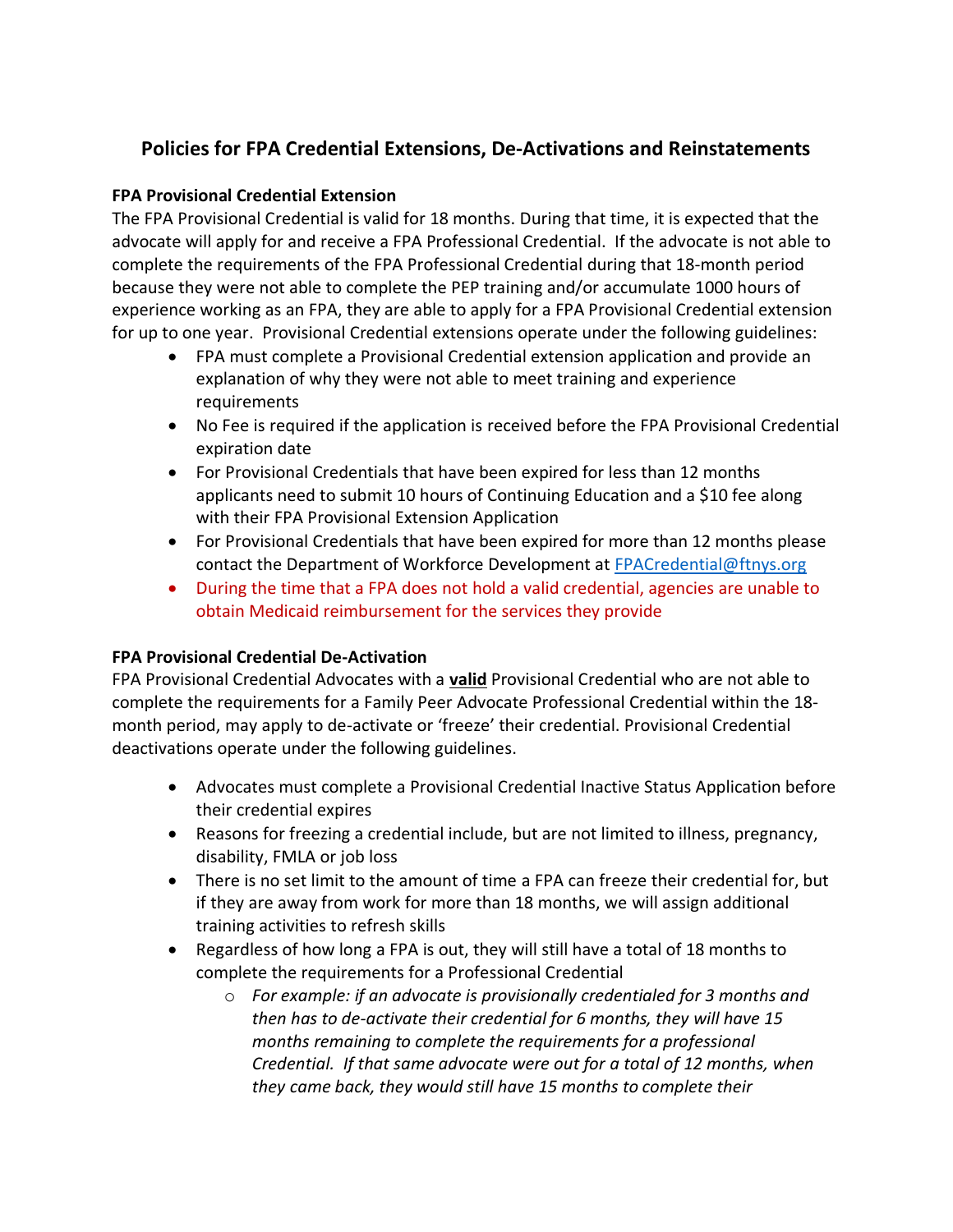# Policies for FPA Credential Extensions, De-Activations and Reinstatements

**FPA Provisional Credential Extension**

The FPA Provisional Credential is valid for 18 months. During that time, it is expected that the advocate will apply for and receive a FPA Professional Credential. If the advocate is not able to complete the requirements of the FPA Professional Credential during that 18-month period because they were not able to complete the PEP training and/or accumulate 1000 hours of experience working as an FPA, they are able to apply for a FPA Provisional Credential extension for up to one year. Provisional Credential extensions operate under the following guidelines:

- FPA must complete a Provisional Credential extension application and provide an explanation of why they were not able to meet training and experience requirements
- No Fee is required if the application is received before the FPA Provisional Credential expiration date
- For Provisional Credentials that have been expired for less than 12 months applicants need to submit 10 hours of Continuing Education and a $10 fee along with their FPA Provisional Extension Application
- For Provisional Credentials that have been expired for more than 12 months please contact the Department of Workforce Development at FPACredential@ftnys.org
- During the time that a FPA does not hold a valid credential, agencies are unable to obtain Medicaid reimbursement for the services they provide

**FPA Provisional Credential De-Activation**

FPA Provisional Credential Advocates with a **valid** Provisional Credential who are not able to complete the requirements for a Family Peer Advocate Professional Credential within the 18-month period, may apply to de-activate or 'freeze' their credential. Provisional Credential deactivations operate under the following guidelines.

- Advocates must complete a Provisional Credential Inactive Status Application before their credential expires
- Reasons for freezing a credential include, but are not limited to illness, pregnancy, disability, FMLA or job loss
- There is no set limit to the amount of time a FPA can freeze their credential for, but if they are away from work for more than 18 months, we will assign additional training activities to refresh skills
- Regardless of how long a FPA is out, they will still have a total of 18 months to complete the requirements for a Professional Credential
  - *For example: if an advocate is provisionally credentialed for 3 months and then has to de-activate their credential for 6 months, they will have 15 months remaining to complete the requirements for a professional Credential. If that same advocate were out for a total of 12 months, when they came back, they would still have 15 months to complete their*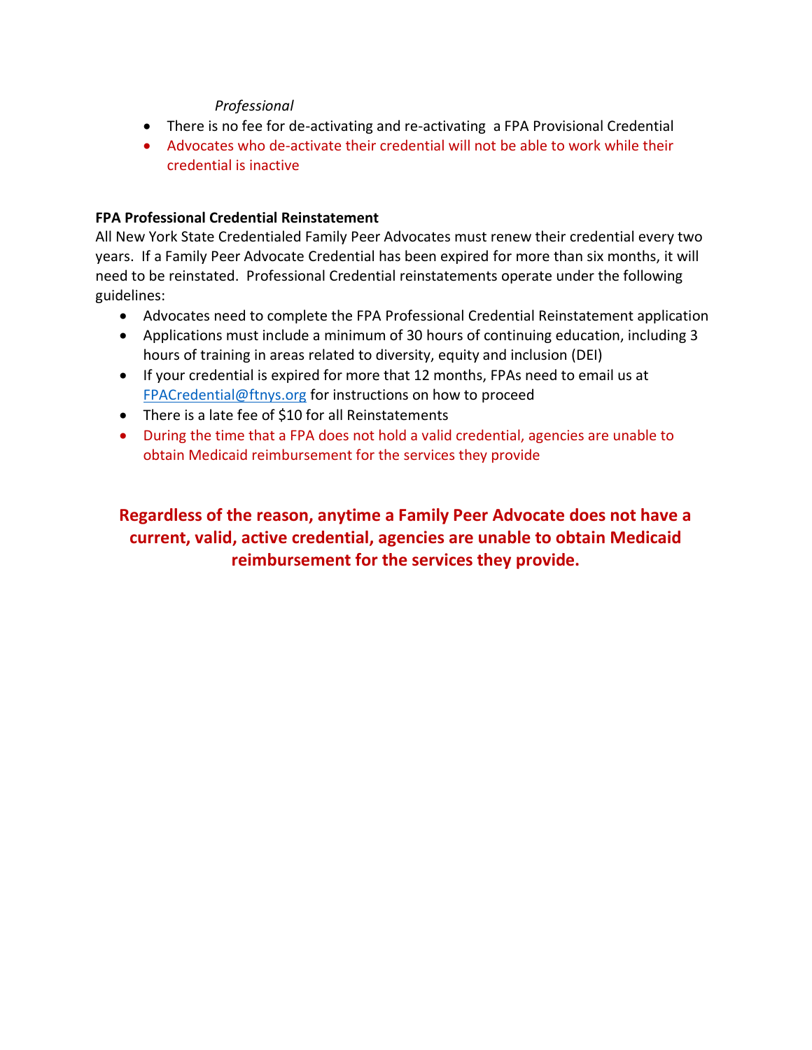*Professional*

- There is no fee for de-activating and re-activating  a FPA Provisional Credential
- Advocates who de-activate their credential will not be able to work while their credential is inactive

**FPA Professional Credential Reinstatement**

All New York State Credentialed Family Peer Advocates must renew their credential every two years.  If a Family Peer Advocate Credential has been expired for more than six months, it will need to be reinstated.  Professional Credential reinstatements operate under the following guidelines:

- Advocates need to complete the FPA Professional Credential Reinstatement application
- Applications must include a minimum of 30 hours of continuing education, including 3 hours of training in areas related to diversity, equity and inclusion (DEI)
- If your credential is expired for more that 12 months, FPAs need to email us at FPACredential@ftnys.org for instructions on how to proceed
- There is a late fee of $10 for all Reinstatements
- During the time that a FPA does not hold a valid credential, agencies are unable to obtain Medicaid reimbursement for the services they provide

**Regardless of the reason, anytime a Family Peer Advocate does not have a current, valid, active credential, agencies are unable to obtain Medicaid reimbursement for the services they provide.**